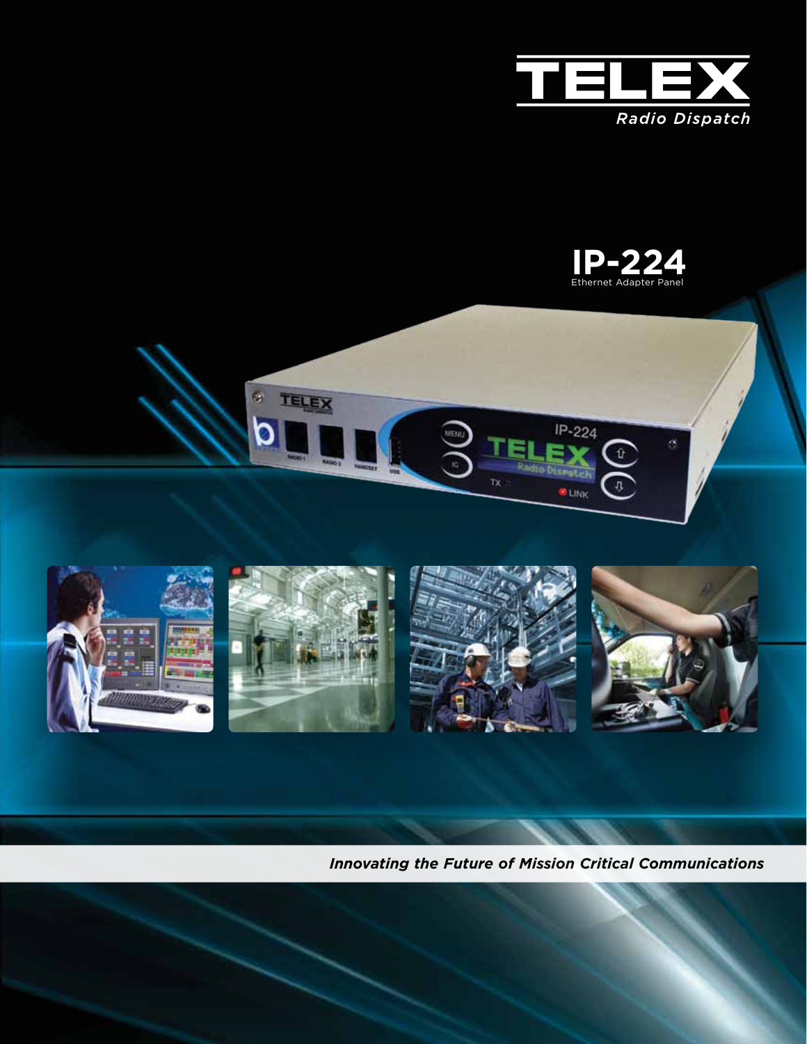# TELEX

*Radio Dispatch*

## IP-224

Ethernet Adapter Panel

***Innovating the Future of Mission Critical Communications***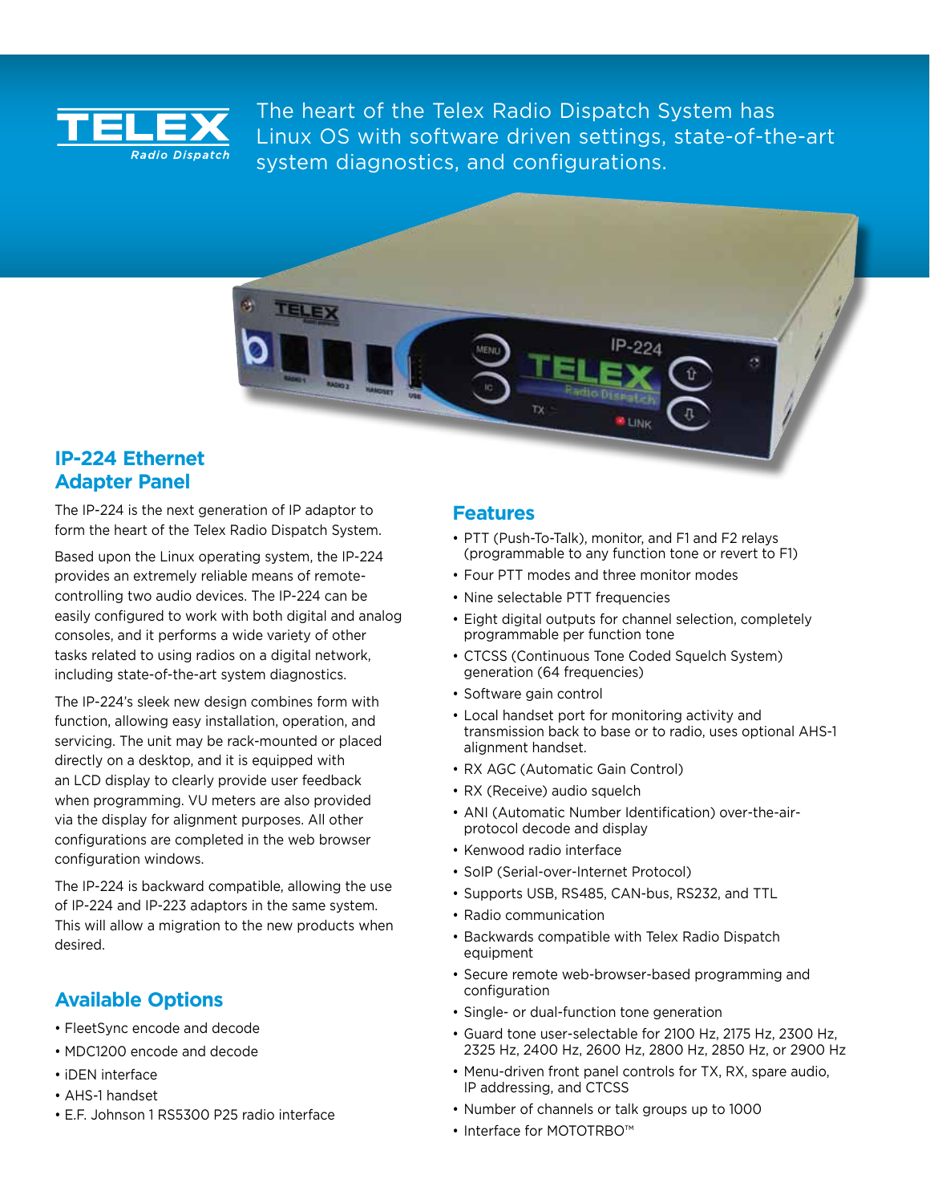The heart of the Telex Radio Dispatch System has Linux OS with software driven settings, state-of-the-art system diagnostics, and configurations.

## IP-224 Ethernet Adapter Panel

The IP-224 is the next generation of IP adaptor to form the heart of the Telex Radio Dispatch System.

Based upon the Linux operating system, the IP-224 provides an extremely reliable means of remote-controlling two audio devices. The IP-224 can be easily configured to work with both digital and analog consoles, and it performs a wide variety of other tasks related to using radios on a digital network, including state-of-the-art system diagnostics.

The IP-224's sleek new design combines form with function, allowing easy installation, operation, and servicing. The unit may be rack-mounted or placed directly on a desktop, and it is equipped with an LCD display to clearly provide user feedback when programming. VU meters are also provided via the display for alignment purposes. All other configurations are completed in the web browser configuration windows.

The IP-224 is backward compatible, allowing the use of IP-224 and IP-223 adaptors in the same system. This will allow a migration to the new products when desired.

## Available Options

- FleetSync encode and decode
- MDC1200 encode and decode
- iDEN interface
- AHS-1 handset
- E.F. Johnson 1 RS5300 P25 radio interface

## Features

- PTT (Push-To-Talk), monitor, and F1 and F2 relays (programmable to any function tone or revert to F1)
- Four PTT modes and three monitor modes
- Nine selectable PTT frequencies
- Eight digital outputs for channel selection, completely programmable per function tone
- CTCSS (Continuous Tone Coded Squelch System) generation (64 frequencies)
- Software gain control
- Local handset port for monitoring activity and transmission back to base or to radio, uses optional AHS-1 alignment handset.
- RX AGC (Automatic Gain Control)
- RX (Receive) audio squelch
- ANI (Automatic Number Identification) over-the-air-protocol decode and display
- Kenwood radio interface
- SoIP (Serial-over-Internet Protocol)
- Supports USB, RS485, CAN-bus, RS232, and TTL
- Radio communication
- Backwards compatible with Telex Radio Dispatch equipment
- Secure remote web-browser-based programming and configuration
- Single- or dual-function tone generation
- Guard tone user-selectable for 2100 Hz, 2175 Hz, 2300 Hz, 2325 Hz, 2400 Hz, 2600 Hz, 2800 Hz, 2850 Hz, or 2900 Hz
- Menu-driven front panel controls for TX, RX, spare audio, IP addressing, and CTCSS
- Number of channels or talk groups up to 1000
- Interface for MOTOTRBO™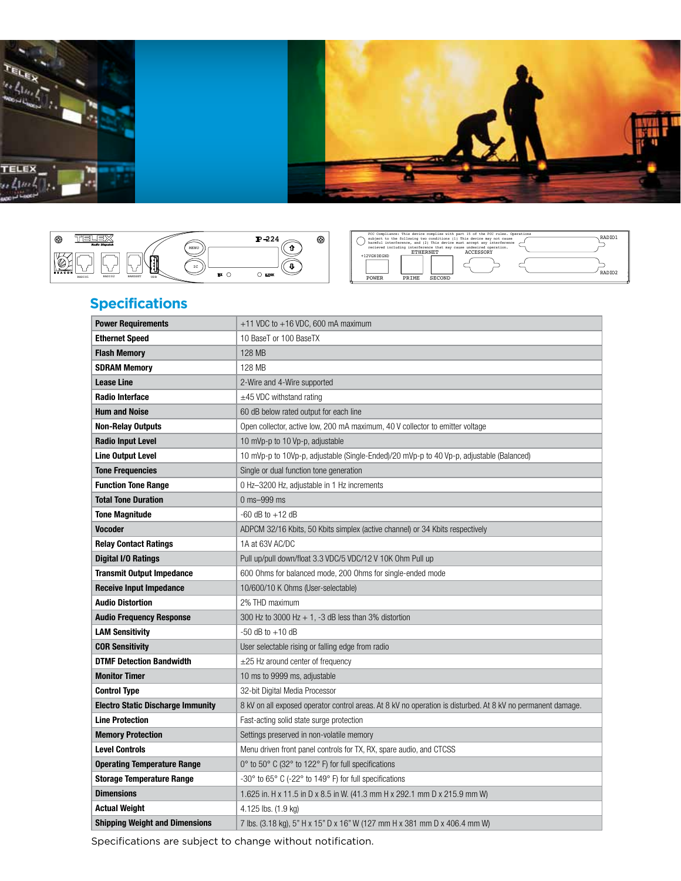## Specifications

| | |
|---|---|
| **Power Requirements** | +11 VDC to +16 VDC, 600 mA maximum |
| **Ethernet Speed** | 10 BaseT or 100 BaseTX |
| **Flash Memory** | 128 MB |
| **SDRAM Memory** | 128 MB |
| **Lease Line** | 2-Wire and 4-Wire supported |
| **Radio Interface** | ±45 VDC withstand rating |
| **Hum and Noise** | 60 dB below rated output for each line |
| **Non-Relay Outputs** | Open collector, active low, 200 mA maximum, 40 V collector to emitter voltage |
| **Radio Input Level** | 10 mVp-p to 10 Vp-p, adjustable |
| **Line Output Level** | 10 mVp-p to 10Vp-p, adjustable (Single-Ended)/20 mVp-p to 40 Vp-p, adjustable (Balanced) |
| **Tone Frequencies** | Single or dual function tone generation |
| **Function Tone Range** | 0 Hz–3200 Hz, adjustable in 1 Hz increments |
| **Total Tone Duration** | 0 ms–999 ms |
| **Tone Magnitude** | -60 dB to +12 dB |
| **Vocoder** | ADPCM 32/16 Kbits, 50 Kbits simplex (active channel) or 34 Kbits respectively |
| **Relay Contact Ratings** | 1A at 63V AC/DC |
| **Digital I/O Ratings** | Pull up/pull down/float 3.3 VDC/5 VDC/12 V 10K Ohm Pull up |
| **Transmit Output Impedance** | 600 Ohms for balanced mode, 200 Ohms for single-ended mode |
| **Receive Input Impedance** | 10/600/10 K Ohms (User-selectable) |
| **Audio Distortion** | 2% THD maximum |
| **Audio Frequency Response** | 300 Hz to 3000 Hz + 1, -3 dB less than 3% distortion |
| **LAM Sensitivity** | -50 dB to +10 dB |
| **COR Sensitivity** | User selectable rising or falling edge from radio |
| **DTMF Detection Bandwidth** | ±25 Hz around center of frequency |
| **Monitor Timer** | 10 ms to 9999 ms, adjustable |
| **Control Type** | 32-bit Digital Media Processor |
| **Electro Static Discharge Immunity** | 8 kV on all exposed operator control areas. At 8 kV no operation is disturbed. At 8 kV no permanent damage. |
| **Line Protection** | Fast-acting solid state surge protection |
| **Memory Protection** | Settings preserved in non-volatile memory |
| **Level Controls** | Menu driven front panel controls for TX, RX, spare audio, and CTCSS |
| **Operating Temperature Range** | 0° to 50° C (32° to 122° F) for full specifications |
| **Storage Temperature Range** | -30° to 65° C (-22° to 149° F) for full specifications |
| **Dimensions** | 1.625 in. H x 11.5 in D x 8.5 in W. (41.3 mm H x 292.1 mm D x 215.9 mm W) |
| **Actual Weight** | 4.125 lbs. (1.9 kg) |
| **Shipping Weight and Dimensions** | 7 lbs. (3.18 kg), 5" H x 15" D x 16" W (127 mm H x 381 mm D x 406.4 mm W) |

Specifications are subject to change without notification.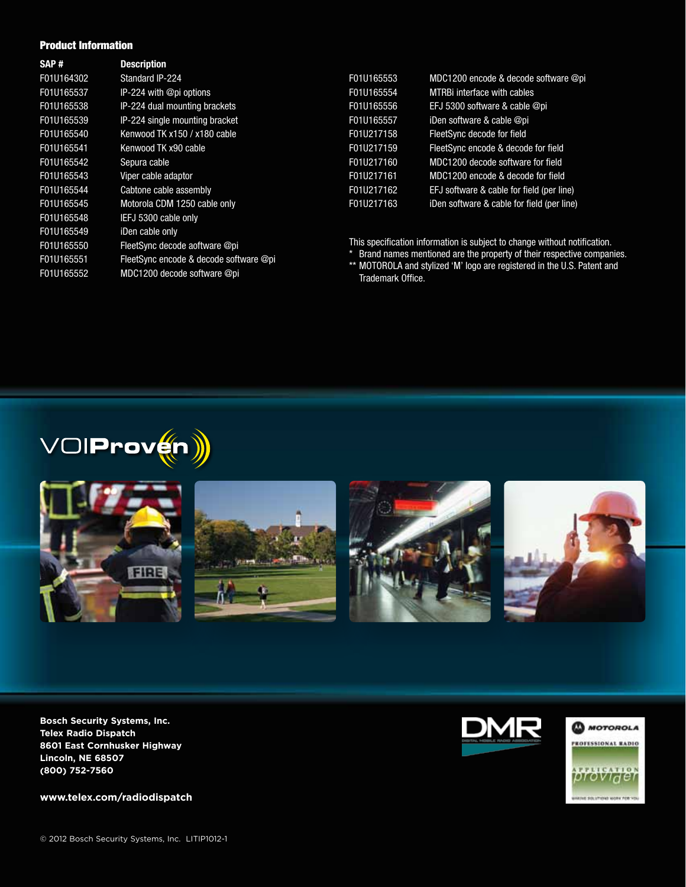## Product Information

| SAP # | Description |
|---|---|
| F01U164302 | Standard IP-224 |
| F01U165537 | IP-224 with @pi options |
| F01U165538 | IP-224 dual mounting brackets |
| F01U165539 | IP-224 single mounting bracket |
| F01U165540 | Kenwood TK x150 / x180 cable |
| F01U165541 | Kenwood TK x90 cable |
| F01U165542 | Sepura cable |
| F01U165543 | Viper cable adaptor |
| F01U165544 | Cabtone cable assembly |
| F01U165545 | Motorola CDM 1250 cable only |
| F01U165548 | IEFJ 5300 cable only |
| F01U165549 | iDen cable only |
| F01U165550 | FleetSync decode aoftware @pi |
| F01U165551 | FleetSync encode & decode software @pi |
| F01U165552 | MDC1200 decode software @pi |
| F01U165553 | MDC1200 encode & decode software @pi |
| F01U165554 | MTRBi interface with cables |
| F01U165556 | EFJ 5300 software & cable @pi |
| F01U165557 | iDen software & cable @pi |
| F01U217158 | FleetSync decode for field |
| F01U217159 | FleetSync encode & decode for field |
| F01U217160 | MDC1200 decode software for field |
| F01U217161 | MDC1200 encode & decode for field |
| F01U217162 | EFJ software & cable for field (per line) |
| F01U217163 | iDen software & cable for field (per line) |

This specification information is subject to change without notification.

\* Brand names mentioned are the property of their respective companies.

\*\* MOTOROLA and stylized 'M' logo are registered in the U.S. Patent and Trademark Office.

VOIProven

**Bosch Security Systems, Inc.**
**Telex Radio Dispatch**
**8601 East Cornhusker Highway**
**Lincoln, NE 68507**
**(800) 752-7560**

**www.telex.com/radiodispatch**

© 2012 Bosch Security Systems, Inc. LITIP1012-1